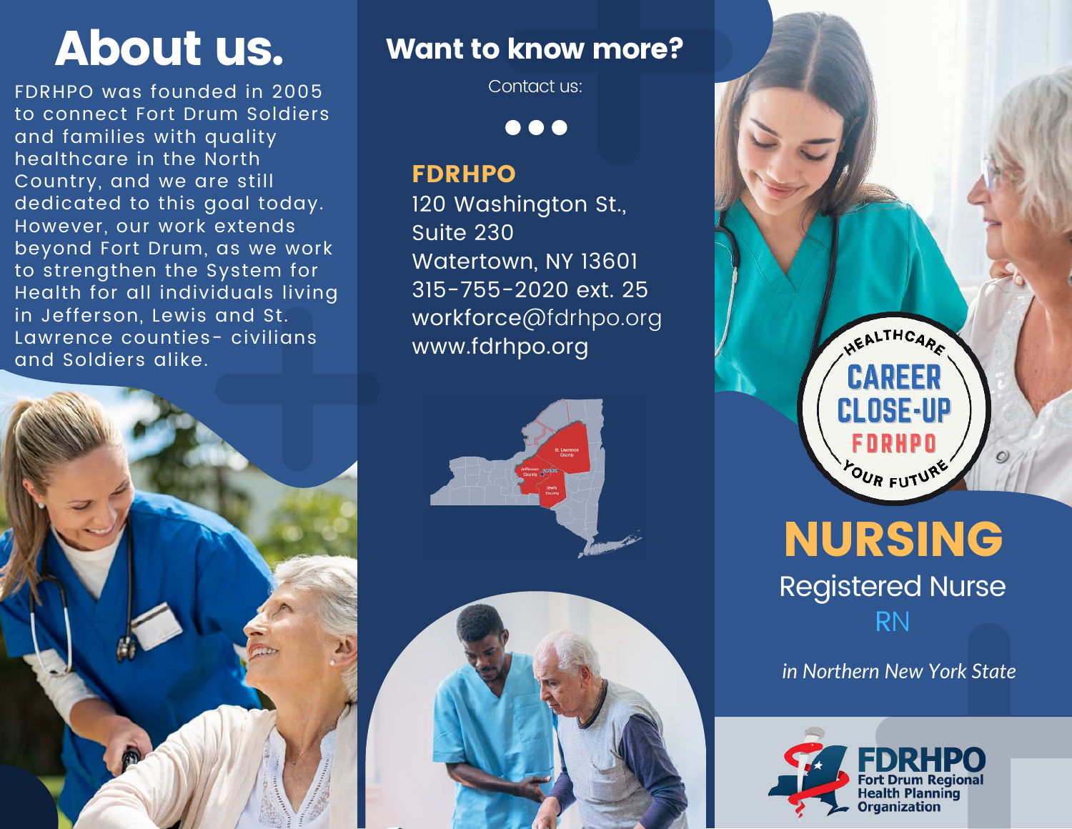# About us.

FDRHPO was founded in 2005 to connect Fort Drum Soldiers and families with quality healthcare in the North Country, and we are still dedicated to this goal today. However, our work extends beyond Fort Drum, as we work to strengthen the System for Health for all individuals living in Jefferson, Lewis and St. Lawrence counties- civilians and Soldiers alike.

## Want to know more?

Contact us:

**FDRHPO**
120 Washington St.,
Suite 230
Watertown, NY 13601
315-755-2020 ext. 25
workforce@fdrhpo.org
www.fdrhpo.org

St. Lawrence County
Jefferson County
Lewis County

HEALTHCARE
CAREER CLOSE-UP
FDRHPO
YOUR FUTURE

# NURSING

## Registered Nurse

RN

*in Northern New York State*

**FDRHPO**
Fort Drum Regional Health Planning Organization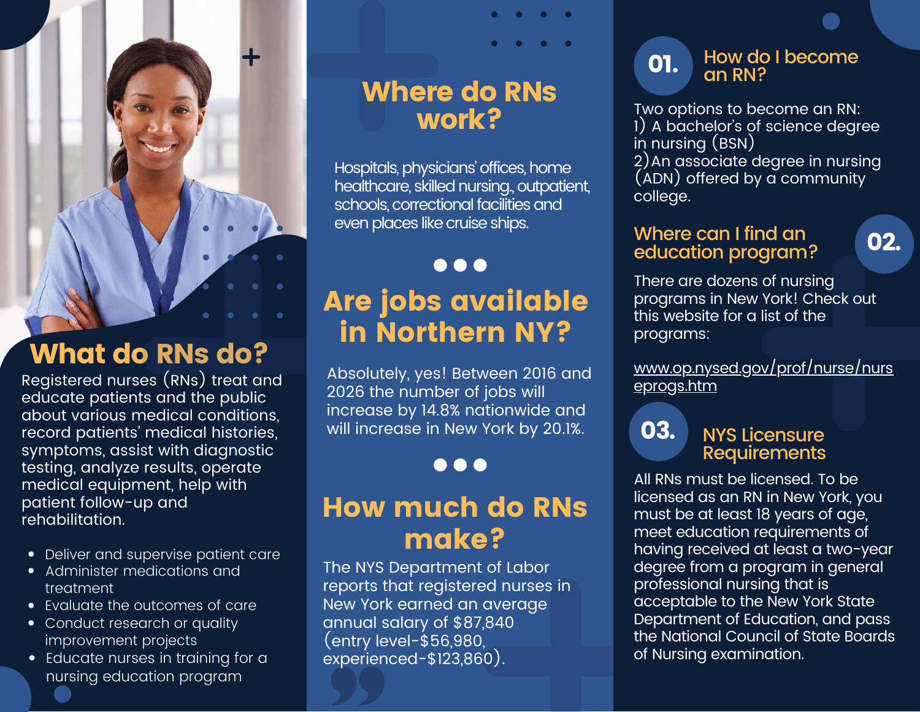## What do RNs do?

Registered nurses (RNs) treat and educate patients and the public about various medical conditions, record patients' medical histories, symptoms, assist with diagnostic testing, analyze results, operate medical equipment, help with patient follow-up and rehabilitation.

- Deliver and supervise patient care
- Administer medications and treatment
- Evaluate the outcomes of care
- Conduct research or quality improvement projects
- Educate nurses in training for a nursing education program

## Where do RNs work?

Hospitals, physicians' offices, home healthcare, skilled nursing., outpatient, schools, correctional facilities and even places like cruise ships.

## Are jobs available in Northern NY?

Absolutely, yes! Between 2016 and 2026 the number of jobs will increase by 14.8% nationwide and will increase in New York by 20.1%.

## How much do RNs make?

The NYS Department of Labor reports that registered nurses in New York earned an average annual salary of $87,840 (entry level-$56,980, experienced-$123,860).

### 01. How do I become an RN?

Two options to become an RN:
1) A bachelor's of science degree in nursing (BSN)
2) An associate degree in nursing (ADN) offered by a community college.

### 02. Where can I find an education program?

There are dozens of nursing programs in New York! Check out this website for a list of the programs:

www.op.nysed.gov/prof/nurse/nursprogs.htm

### 03. NYS Licensure Requirements

All RNs must be licensed. To be licensed as an RN in New York, you must be at least 18 years of age, meet education requirements of having received at least a two-year degree from a program in general professional nursing that is acceptable to the New York State Department of Education, and pass the National Council of State Boards of Nursing examination.